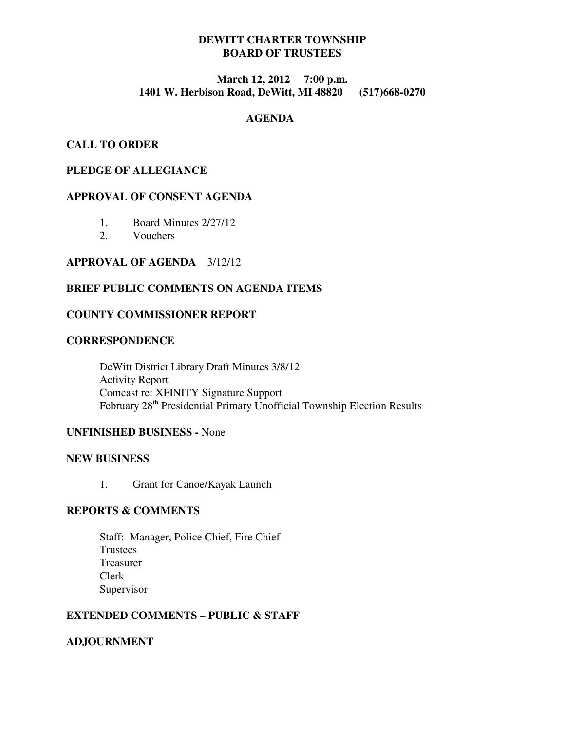# DEWITT CHARTER TOWNSHIP
# BOARD OF TRUSTEES

**March 12, 2012 7:00 p.m.**
**1401 W. Herbison Road, DeWitt, MI 48820 (517)668-0270**

## AGENDA

**CALL TO ORDER**

**PLEDGE OF ALLEGIANCE**

**APPROVAL OF CONSENT AGENDA**

1. Board Minutes 2/27/12
2. Vouchers

**APPROVAL OF AGENDA** 3/12/12

**BRIEF PUBLIC COMMENTS ON AGENDA ITEMS**

**COUNTY COMMISSIONER REPORT**

**CORRESPONDENCE**

DeWitt District Library Draft Minutes 3/8/12
Activity Report
Comcast re: XFINITY Signature Support
February 28th Presidential Primary Unofficial Township Election Results

**UNFINISHED BUSINESS -** None

**NEW BUSINESS**

1. Grant for Canoe/Kayak Launch

**REPORTS & COMMENTS**

Staff: Manager, Police Chief, Fire Chief
Trustees
Treasurer
Clerk
Supervisor

**EXTENDED COMMENTS – PUBLIC & STAFF**

**ADJOURNMENT**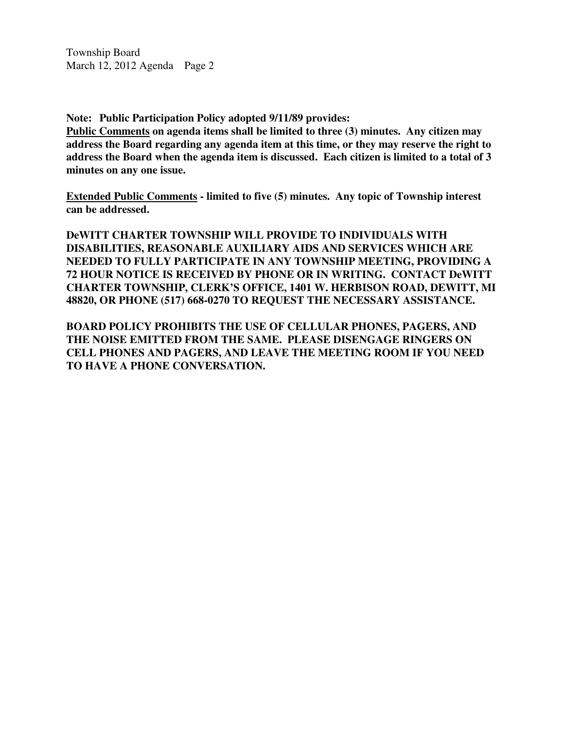**Note: Public Participation Policy adopted 9/11/89 provides:**

**Public Comments on agenda items shall be limited to three (3) minutes. Any citizen may address the Board regarding any agenda item at this time, or they may reserve the right to address the Board when the agenda item is discussed. Each citizen is limited to a total of 3 minutes on any one issue.**

**Extended Public Comments - limited to five (5) minutes. Any topic of Township interest can be addressed.**

**DeWITT CHARTER TOWNSHIP WILL PROVIDE TO INDIVIDUALS WITH DISABILITIES, REASONABLE AUXILIARY AIDS AND SERVICES WHICH ARE NEEDED TO FULLY PARTICIPATE IN ANY TOWNSHIP MEETING, PROVIDING A 72 HOUR NOTICE IS RECEIVED BY PHONE OR IN WRITING. CONTACT DeWITT CHARTER TOWNSHIP, CLERK'S OFFICE, 1401 W. HERBISON ROAD, DEWITT, MI 48820, OR PHONE (517) 668-0270 TO REQUEST THE NECESSARY ASSISTANCE.**

**BOARD POLICY PROHIBITS THE USE OF CELLULAR PHONES, PAGERS, AND THE NOISE EMITTED FROM THE SAME. PLEASE DISENGAGE RINGERS ON CELL PHONES AND PAGERS, AND LEAVE THE MEETING ROOM IF YOU NEED TO HAVE A PHONE CONVERSATION.**